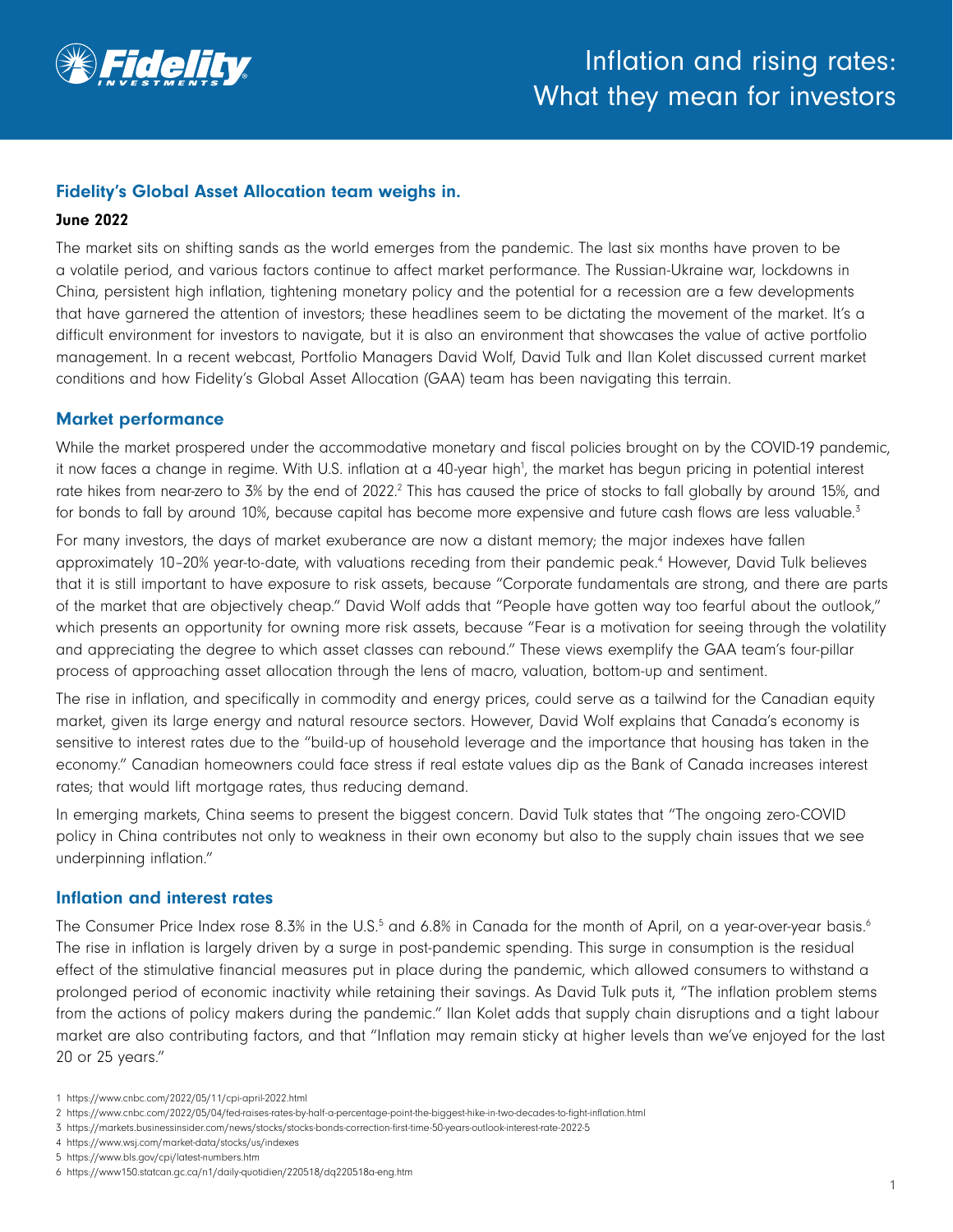# Inflation and rising rates: What they mean for investors

## Fidelity's Global Asset Allocation team weighs in.

**June 2022**

The market sits on shifting sands as the world emerges from the pandemic. The last six months have proven to be a volatile period, and various factors continue to affect market performance. The Russian-Ukraine war, lockdowns in China, persistent high inflation, tightening monetary policy and the potential for a recession are a few developments that have garnered the attention of investors; these headlines seem to be dictating the movement of the market. It's a difficult environment for investors to navigate, but it is also an environment that showcases the value of active portfolio management. In a recent webcast, Portfolio Managers David Wolf, David Tulk and Ilan Kolet discussed current market conditions and how Fidelity's Global Asset Allocation (GAA) team has been navigating this terrain.

## Market performance

While the market prospered under the accommodative monetary and fiscal policies brought on by the COVID-19 pandemic, it now faces a change in regime. With U.S. inflation at a 40-year high[1], the market has begun pricing in potential interest rate hikes from near-zero to 3% by the end of 2022.[2] This has caused the price of stocks to fall globally by around 15%, and for bonds to fall by around 10%, because capital has become more expensive and future cash flows are less valuable.[3]

For many investors, the days of market exuberance are now a distant memory; the major indexes have fallen approximately 10–20% year-to-date, with valuations receding from their pandemic peak.[4] However, David Tulk believes that it is still important to have exposure to risk assets, because "Corporate fundamentals are strong, and there are parts of the market that are objectively cheap." David Wolf adds that "People have gotten way too fearful about the outlook," which presents an opportunity for owning more risk assets, because "Fear is a motivation for seeing through the volatility and appreciating the degree to which asset classes can rebound." These views exemplify the GAA team's four-pillar process of approaching asset allocation through the lens of macro, valuation, bottom-up and sentiment.

The rise in inflation, and specifically in commodity and energy prices, could serve as a tailwind for the Canadian equity market, given its large energy and natural resource sectors. However, David Wolf explains that Canada's economy is sensitive to interest rates due to the "build-up of household leverage and the importance that housing has taken in the economy." Canadian homeowners could face stress if real estate values dip as the Bank of Canada increases interest rates; that would lift mortgage rates, thus reducing demand.

In emerging markets, China seems to present the biggest concern. David Tulk states that "The ongoing zero-COVID policy in China contributes not only to weakness in their own economy but also to the supply chain issues that we see underpinning inflation."

## Inflation and interest rates

The Consumer Price Index rose 8.3% in the U.S.[5] and 6.8% in Canada for the month of April, on a year-over-year basis.[6] The rise in inflation is largely driven by a surge in post-pandemic spending. This surge in consumption is the residual effect of the stimulative financial measures put in place during the pandemic, which allowed consumers to withstand a prolonged period of economic inactivity while retaining their savings. As David Tulk puts it, "The inflation problem stems from the actions of policy makers during the pandemic." Ilan Kolet adds that supply chain disruptions and a tight labour market are also contributing factors, and that "Inflation may remain sticky at higher levels than we've enjoyed for the last 20 or 25 years."

1 https://www.cnbc.com/2022/05/11/cpi-april-2022.html
2 https://www.cnbc.com/2022/05/04/fed-raises-rates-by-half-a-percentage-point-the-biggest-hike-in-two-decades-to-fight-inflation.html
3 https://markets.businessinsider.com/news/stocks/stocks-bonds-correction-first-time-50-years-outlook-interest-rate-2022-5
4 https://www.wsj.com/market-data/stocks/us/indexes
5 https://www.bls.gov/cpi/latest-numbers.htm
6 https://www150.statcan.gc.ca/n1/daily-quotidien/220518/dq220518a-eng.htm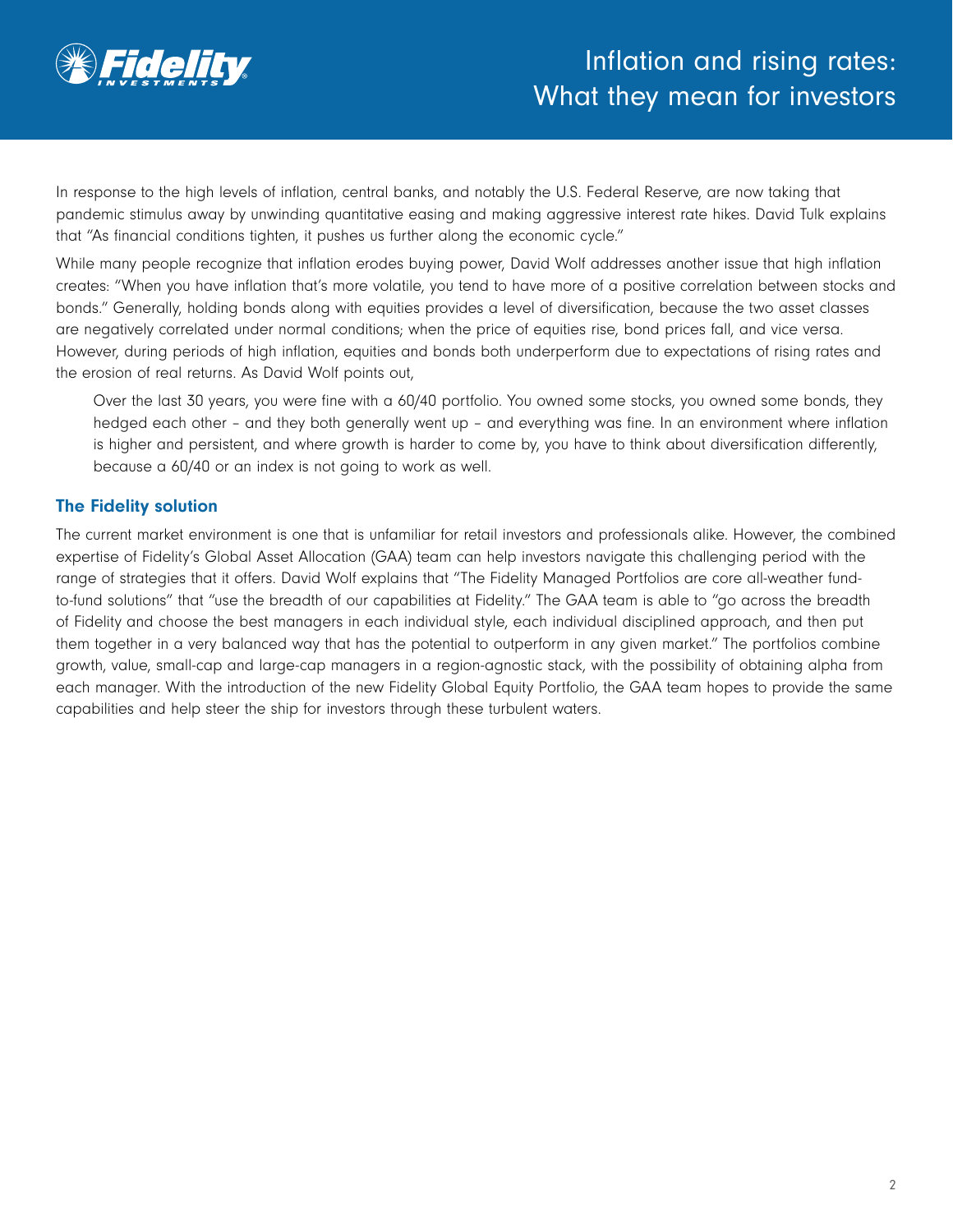In response to the high levels of inflation, central banks, and notably the U.S. Federal Reserve, are now taking that pandemic stimulus away by unwinding quantitative easing and making aggressive interest rate hikes. David Tulk explains that "As financial conditions tighten, it pushes us further along the economic cycle."

While many people recognize that inflation erodes buying power, David Wolf addresses another issue that high inflation creates: "When you have inflation that's more volatile, you tend to have more of a positive correlation between stocks and bonds." Generally, holding bonds along with equities provides a level of diversification, because the two asset classes are negatively correlated under normal conditions; when the price of equities rise, bond prices fall, and vice versa. However, during periods of high inflation, equities and bonds both underperform due to expectations of rising rates and the erosion of real returns. As David Wolf points out,

> Over the last 30 years, you were fine with a 60/40 portfolio. You owned some stocks, you owned some bonds, they hedged each other – and they both generally went up – and everything was fine. In an environment where inflation is higher and persistent, and where growth is harder to come by, you have to think about diversification differently, because a 60/40 or an index is not going to work as well.

### The Fidelity solution

The current market environment is one that is unfamiliar for retail investors and professionals alike. However, the combined expertise of Fidelity's Global Asset Allocation (GAA) team can help investors navigate this challenging period with the range of strategies that it offers. David Wolf explains that "The Fidelity Managed Portfolios are core all-weather fund-to-fund solutions" that "use the breadth of our capabilities at Fidelity." The GAA team is able to "go across the breadth of Fidelity and choose the best managers in each individual style, each individual disciplined approach, and then put them together in a very balanced way that has the potential to outperform in any given market." The portfolios combine growth, value, small-cap and large-cap managers in a region-agnostic stack, with the possibility of obtaining alpha from each manager. With the introduction of the new Fidelity Global Equity Portfolio, the GAA team hopes to provide the same capabilities and help steer the ship for investors through these turbulent waters.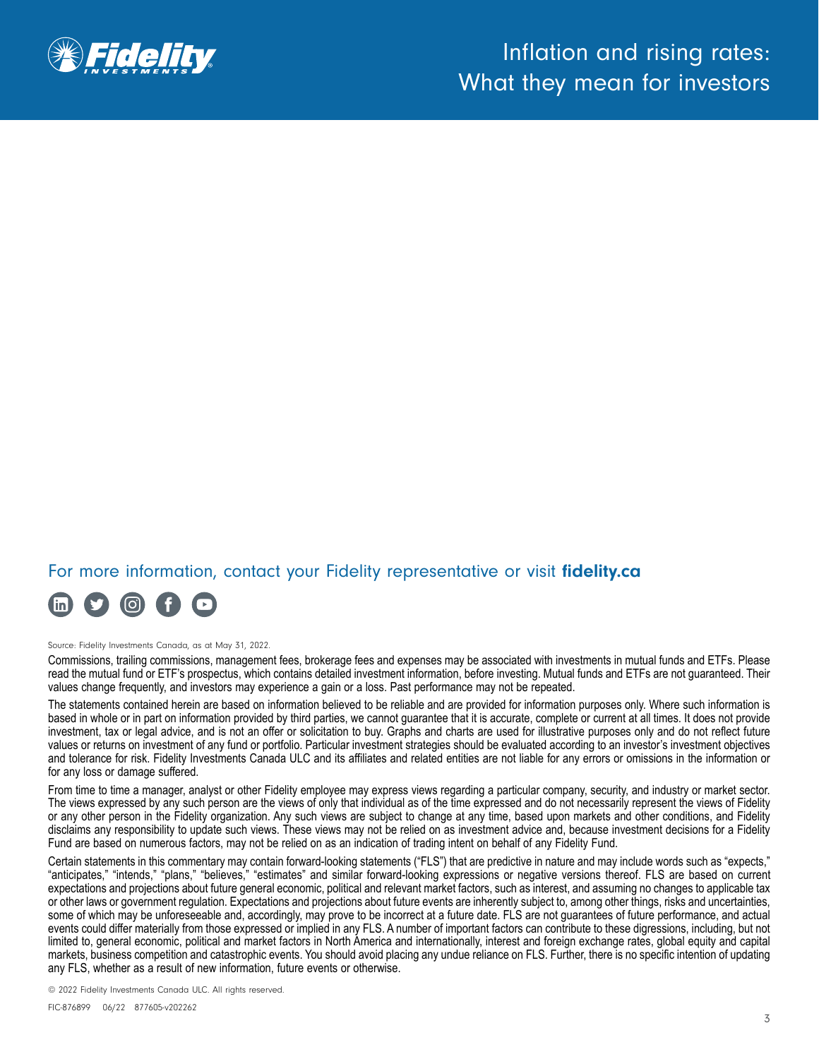For more information, contact your Fidelity representative or visit **fidelity.ca**

Source: Fidelity Investments Canada, as at May 31, 2022.

Commissions, trailing commissions, management fees, brokerage fees and expenses may be associated with investments in mutual funds and ETFs. Please read the mutual fund or ETF's prospectus, which contains detailed investment information, before investing. Mutual funds and ETFs are not guaranteed. Their values change frequently, and investors may experience a gain or a loss. Past performance may not be repeated.

The statements contained herein are based on information believed to be reliable and are provided for information purposes only. Where such information is based in whole or in part on information provided by third parties, we cannot guarantee that it is accurate, complete or current at all times. It does not provide investment, tax or legal advice, and is not an offer or solicitation to buy. Graphs and charts are used for illustrative purposes only and do not reflect future values or returns on investment of any fund or portfolio. Particular investment strategies should be evaluated according to an investor's investment objectives and tolerance for risk. Fidelity Investments Canada ULC and its affiliates and related entities are not liable for any errors or omissions in the information or for any loss or damage suffered.

From time to time a manager, analyst or other Fidelity employee may express views regarding a particular company, security, and industry or market sector. The views expressed by any such person are the views of only that individual as of the time expressed and do not necessarily represent the views of Fidelity or any other person in the Fidelity organization. Any such views are subject to change at any time, based upon markets and other conditions, and Fidelity disclaims any responsibility to update such views. These views may not be relied on as investment advice and, because investment decisions for a Fidelity Fund are based on numerous factors, may not be relied on as an indication of trading intent on behalf of any Fidelity Fund.

Certain statements in this commentary may contain forward-looking statements ("FLS") that are predictive in nature and may include words such as "expects," "anticipates," "intends," "plans," "believes," "estimates" and similar forward-looking expressions or negative versions thereof. FLS are based on current expectations and projections about future general economic, political and relevant market factors, such as interest, and assuming no changes to applicable tax or other laws or government regulation. Expectations and projections about future events are inherently subject to, among other things, risks and uncertainties, some of which may be unforeseeable and, accordingly, may prove to be incorrect at a future date. FLS are not guarantees of future performance, and actual events could differ materially from those expressed or implied in any FLS. A number of important factors can contribute to these digressions, including, but not limited to, general economic, political and market factors in North America and internationally, interest and foreign exchange rates, global equity and capital markets, business competition and catastrophic events. You should avoid placing any undue reliance on FLS. Further, there is no specific intention of updating any FLS, whether as a result of new information, future events or otherwise.

© 2022 Fidelity Investments Canada ULC. All rights reserved.

FIC-876899 06/22 877605-v202262